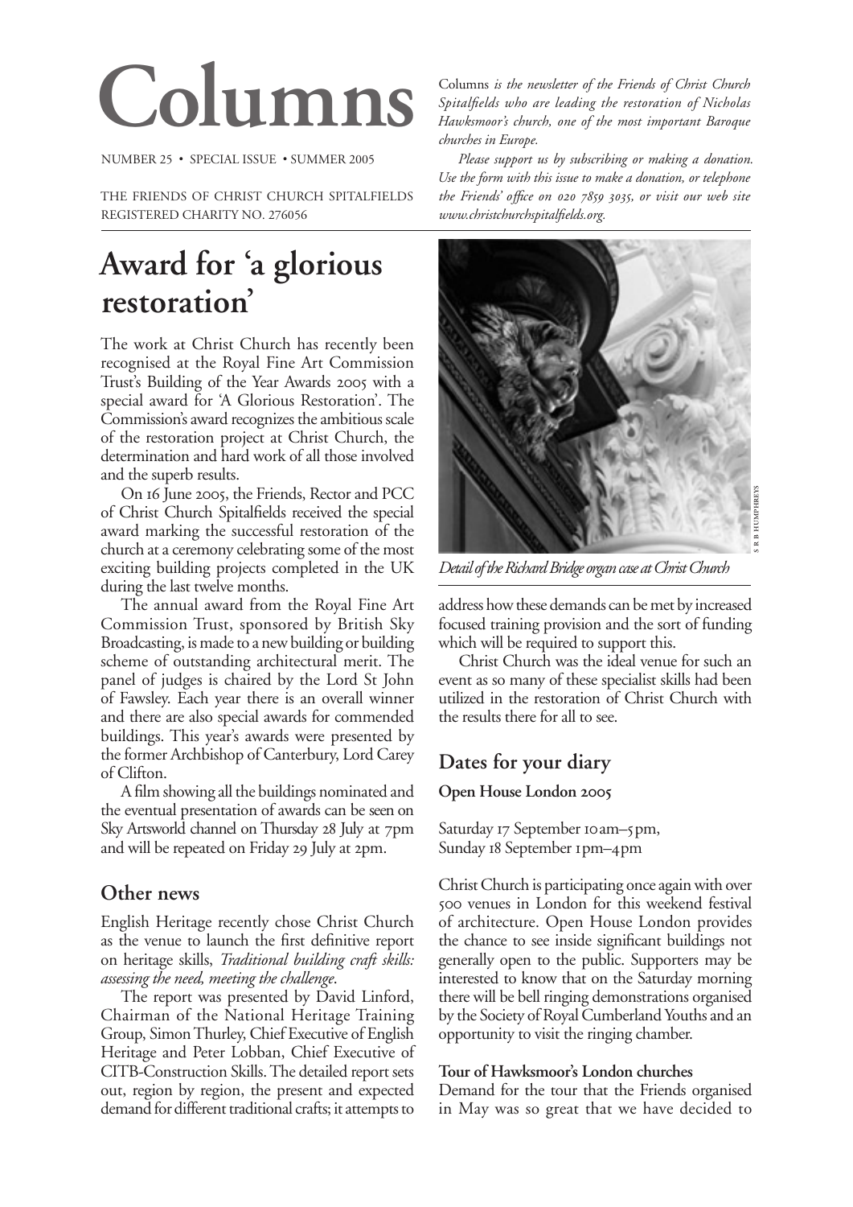# Columns

NUMBER 25 • SPECIAL ISSUE • SUMMER 2005

THE FRIENDS OF CHRIST CHURCH SPITALFIELDS
REGISTERED CHARITY NO. 276056

Columns *is the newsletter of the Friends of Christ Church Spitalfields who are leading the restoration of Nicholas Hawksmoor's church, one of the most important Baroque churches in Europe.*

*Please support us by subscribing or making a donation. Use the form with this issue to make a donation, or telephone the Friends' office on 020 7859 3035, or visit our web site www.christchurchspitalfields.org.*

## Award for 'a glorious restoration'

The work at Christ Church has recently been recognised at the Royal Fine Art Commission Trust's Building of the Year Awards 2005 with a special award for 'A Glorious Restoration'. The Commission's award recognizes the ambitious scale of the restoration project at Christ Church, the determination and hard work of all those involved and the superb results.

On 16 June 2005, the Friends, Rector and PCC of Christ Church Spitalfields received the special award marking the successful restoration of the church at a ceremony celebrating some of the most exciting building projects completed in the UK during the last twelve months.

The annual award from the Royal Fine Art Commission Trust, sponsored by British Sky Broadcasting, is made to a new building or building scheme of outstanding architectural merit. The panel of judges is chaired by the Lord St John of Fawsley. Each year there is an overall winner and there are also special awards for commended buildings. This year's awards were presented by the former Archbishop of Canterbury, Lord Carey of Clifton.

A film showing all the buildings nominated and the eventual presentation of awards can be seen on Sky Artsworld channel on Thursday 28 July at 7pm and will be repeated on Friday 29 July at 2pm.

S R B HUMPHREYS

*Detail of the Richard Bridge organ case at Christ Church*

## Other news

English Heritage recently chose Christ Church as the venue to launch the first definitive report on heritage skills, *Traditional building craft skills: assessing the need, meeting the challenge*.

The report was presented by David Linford, Chairman of the National Heritage Training Group, Simon Thurley, Chief Executive of English Heritage and Peter Lobban, Chief Executive of CITB-Construction Skills. The detailed report sets out, region by region, the present and expected demand for different traditional crafts; it attempts to address how these demands can be met by increased focused training provision and the sort of funding which will be required to support this.

Christ Church was the ideal venue for such an event as so many of these specialist skills had been utilized in the restoration of Christ Church with the results there for all to see.

## Dates for your diary

**Open House London 2005**

Saturday 17 September 10am–5pm,
Sunday 18 September 1pm–4pm

Christ Church is participating once again with over 500 venues in London for this weekend festival of architecture. Open House London provides the chance to see inside significant buildings not generally open to the public. Supporters may be interested to know that on the Saturday morning there will be bell ringing demonstrations organised by the Society of Royal Cumberland Youths and an opportunity to visit the ringing chamber.

**Tour of Hawksmoor's London churches**

Demand for the tour that the Friends organised in May was so great that we have decided to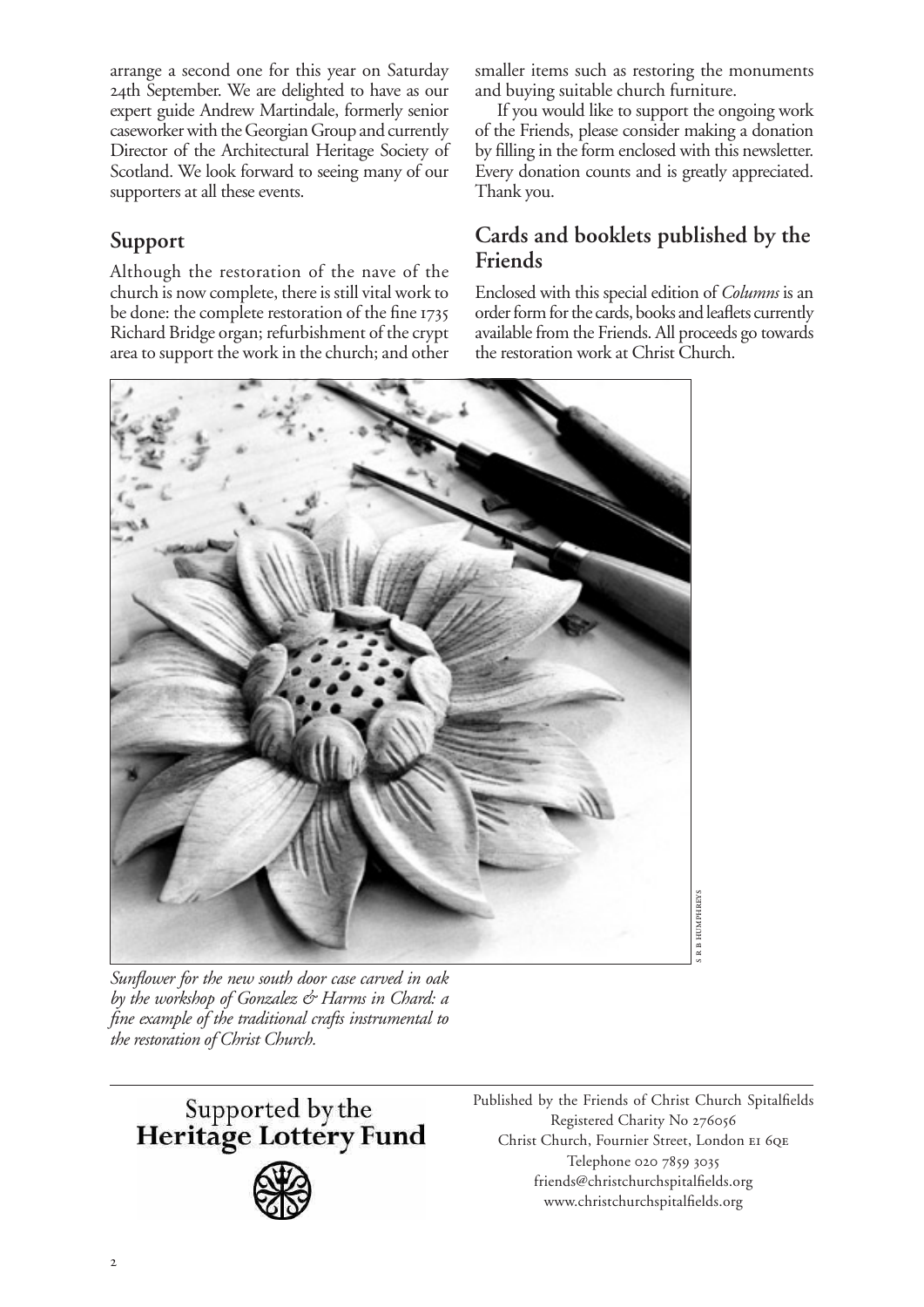arrange a second one for this year on Saturday 24th September. We are delighted to have as our expert guide Andrew Martindale, formerly senior caseworker with the Georgian Group and currently Director of the Architectural Heritage Society of Scotland. We look forward to seeing many of our supporters at all these events.

## Support

Although the restoration of the nave of the church is now complete, there is still vital work to be done: the complete restoration of the fine 1735 Richard Bridge organ; refurbishment of the crypt area to support the work in the church; and other smaller items such as restoring the monuments and buying suitable church furniture.

If you would like to support the ongoing work of the Friends, please consider making a donation by filling in the form enclosed with this newsletter. Every donation counts and is greatly appreciated. Thank you.

## Cards and booklets published by the Friends

Enclosed with this special edition of *Columns* is an order form for the cards, books and leaflets currently available from the Friends. All proceeds go towards the restoration work at Christ Church.

S R B HUMPHREYS

*Sunflower for the new south door case carved in oak by the workshop of Gonzalez & Harms in Chard: a fine example of the traditional crafts instrumental to the restoration of Christ Church.*

Supported by the
**Heritage Lottery Fund**

Published by the Friends of Christ Church Spitalfields
Registered Charity No 276056
Christ Church, Fournier Street, London E1 6QE
Telephone 020 7859 3035
friends@christchurchspitalfields.org
www.christchurchspitalfields.org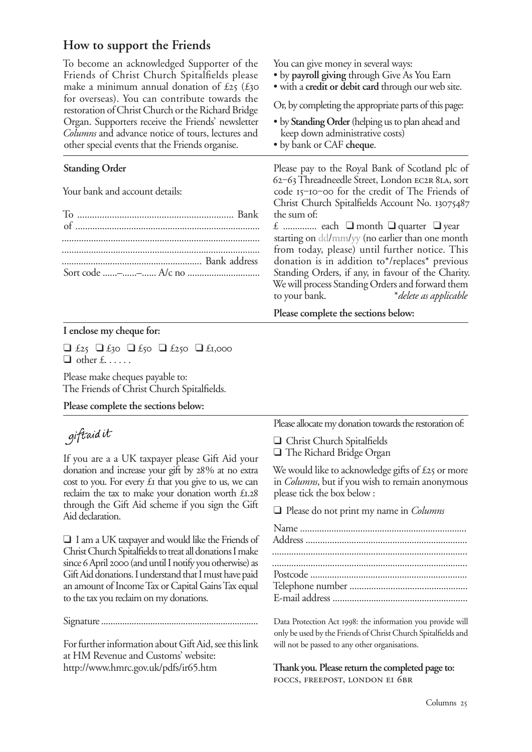## How to support the Friends

To become an acknowledged Supporter of the Friends of Christ Church Spitalfields please make a minimum annual donation of £25 (£30 for overseas). You can contribute towards the restoration of Christ Church or the Richard Bridge Organ. Supporters receive the Friends' newsletter *Columns* and advance notice of tours, lectures and other special events that the Friends organise.

You can give money in several ways:

- by **payroll giving** through Give As You Earn
- with a **credit or debit card** through our web site.

Or, by completing the appropriate parts of this page:

- by **Standing Order** (helping us to plan ahead and keep down administrative costs)
- by bank or CAF **cheque**.

---

**Standing Order**

Your bank and account details:

To ............................................................... Bank
of ...........................................................................
...............................................................................
...............................................................................
......................................................... Bank address
Sort code ......–......–...... A/c no .............................

Please pay to the Royal Bank of Scotland plc of 62–63 Threadneedle Street, London EC2R 8LA, sort code 15–10–00 for the credit of The Friends of Christ Church Spitalfields Account No. 13075487 the sum of:

£ ............. each ❑ month ❑ quarter ❑ year
starting on dd/mm/yy (no earlier than one month from today, please) until further notice. This donation is in addition to*/replaces* previous Standing Orders, if any, in favour of the Charity. We will process Standing Orders and forward them to your bank. *\*delete as applicable*

**Please complete the sections below:**

---

**I enclose my cheque for:**

❑ £25 ❑ £30 ❑ £50 ❑ £250 ❑ £1,000
❑ other £. . . . . .

Please make cheques payable to:
The Friends of Christ Church Spitalfields.

**Please complete the sections below:**

---

*giftaid it*

If you are a a UK taxpayer please Gift Aid your donation and increase your gift by 28% at no extra cost to you. For every £1 that you give to us, we can reclaim the tax to make your donation worth £1.28 through the Gift Aid scheme if you sign the Gift Aid declaration.

❑ I am a UK taxpayer and would like the Friends of Christ Church Spitalfields to treat all donations I make since 6 April 2000 (and until I notify you otherwise) as Gift Aid donations. I understand that I must have paid an amount of Income Tax or Capital Gains Tax equal to the tax you reclaim on my donations.

Signature .................................................................

For further information about Gift Aid, see this link at HM Revenue and Customs' website:
http://www.hmrc.gov.uk/pdfs/ir65.htm

Please allocate my donation towards the restoration of:

❑ Christ Church Spitalfields
❑ The Richard Bridge Organ

We would like to acknowledge gifts of £25 or more in *Columns*, but if you wish to remain anonymous please tick the box below :

❑ Please do not print my name in *Columns*

Name ....................................................................
Address ..................................................................
...............................................................................
...............................................................................
Postcode ................................................................
Telephone number .................................................
E-mail address .......................................................

Data Protection Act 1998: the information you provide will only be used by the Friends of Christ Church Spitalfields and will not be passed to any other organisations.

**Thank you. Please return the completed page to:**
FOCCS, FREEPOST, LONDON E1 6BR